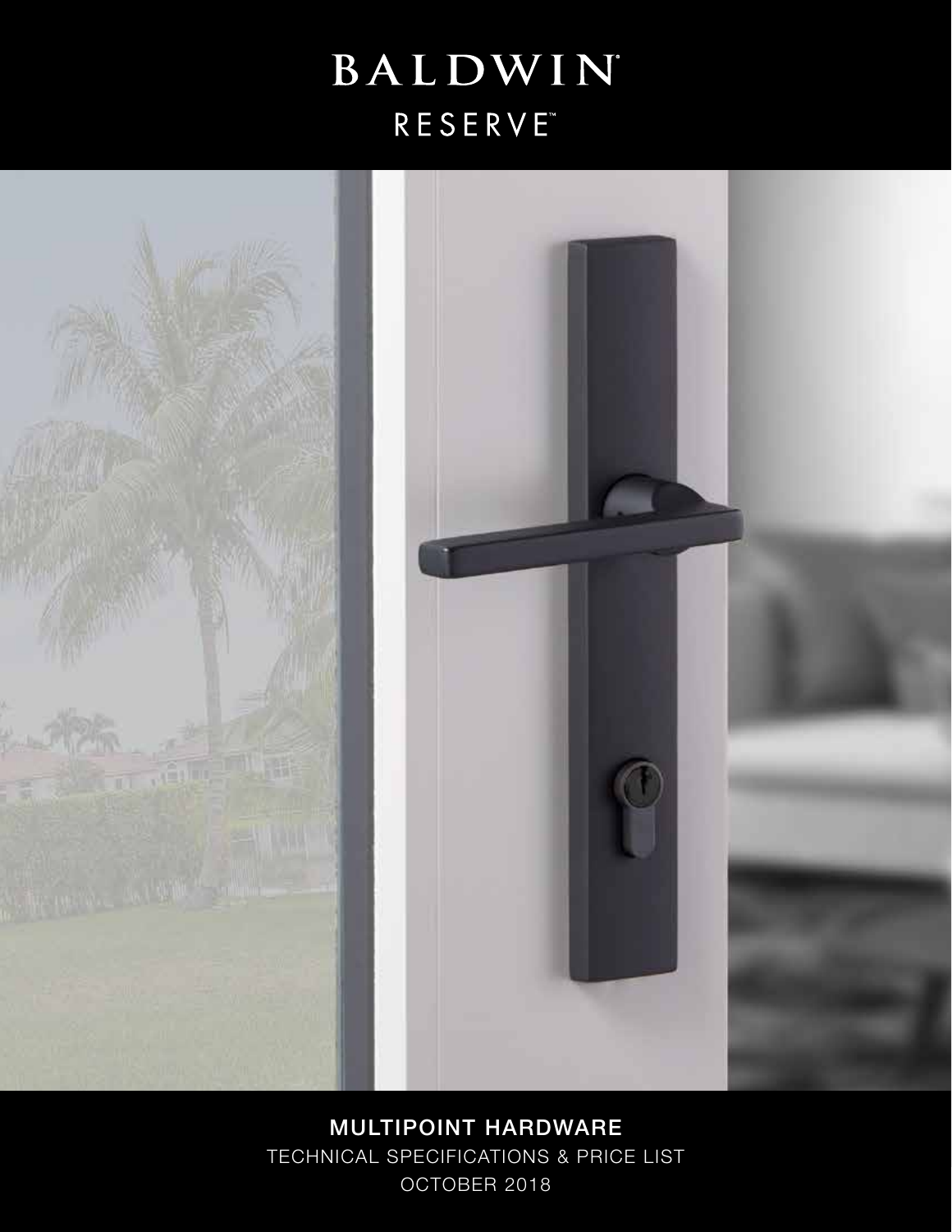# BALDWIN

RESERVE™

## MULTIPOINT HARDWARE

TECHNICAL SPECIFICATIONS & PRICE LIST

OCTOBER 2018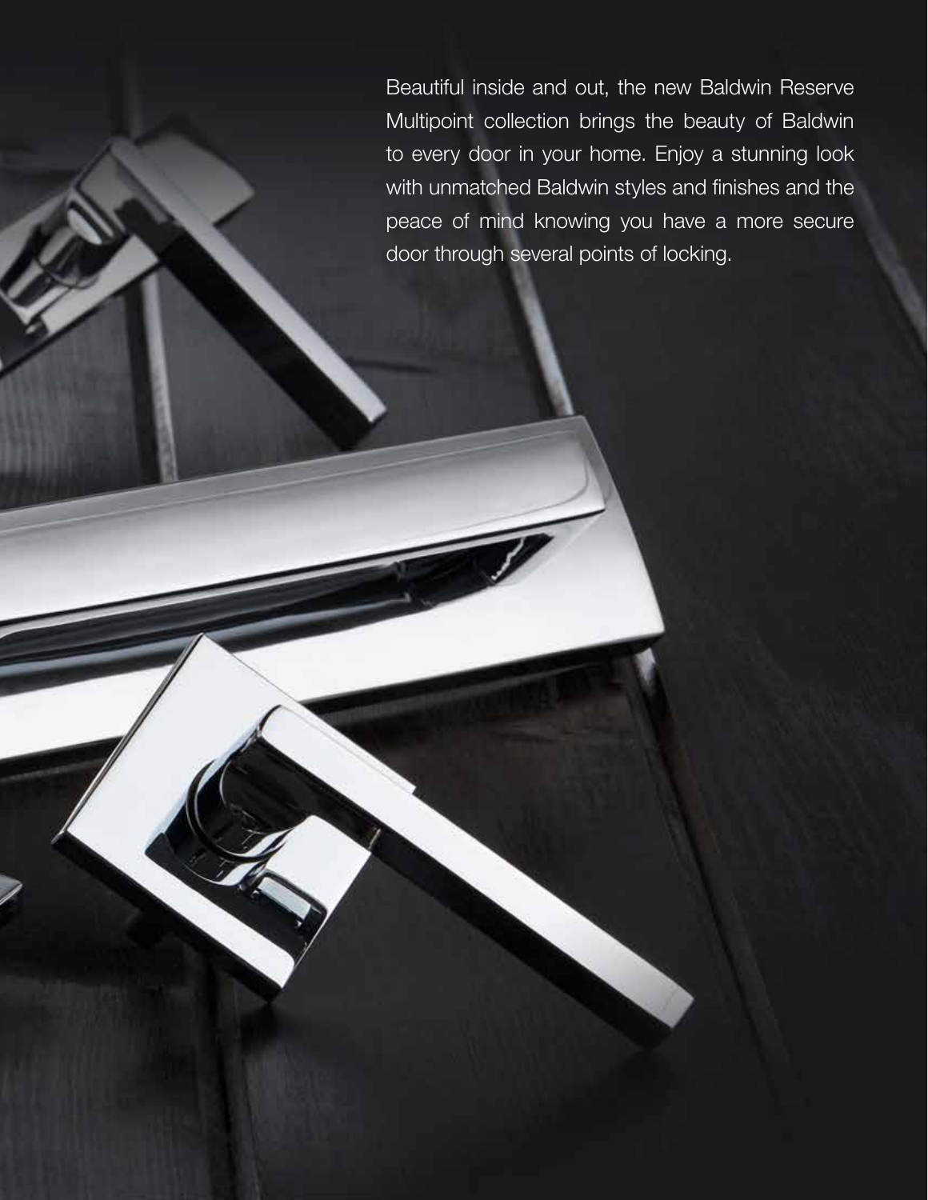Beautiful inside and out, the new Baldwin Reserve Multipoint collection brings the beauty of Baldwin to every door in your home. Enjoy a stunning look with unmatched Baldwin styles and finishes and the peace of mind knowing you have a more secure door through several points of locking.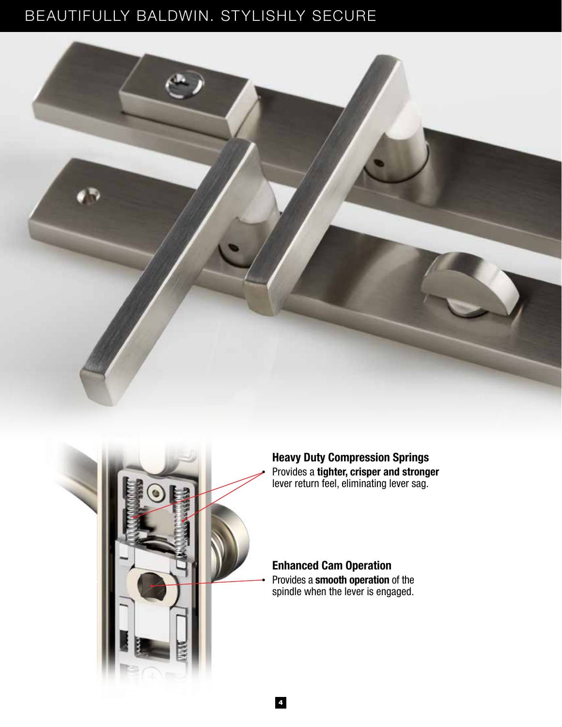# BEAUTIFULLY BALDWIN. STYLISHLY SECURE

### Heavy Duty Compression Springs

- Provides a **tighter, crisper and stronger** lever return feel, eliminating lever sag.

### Enhanced Cam Operation

- Provides a **smooth operation** of the spindle when the lever is engaged.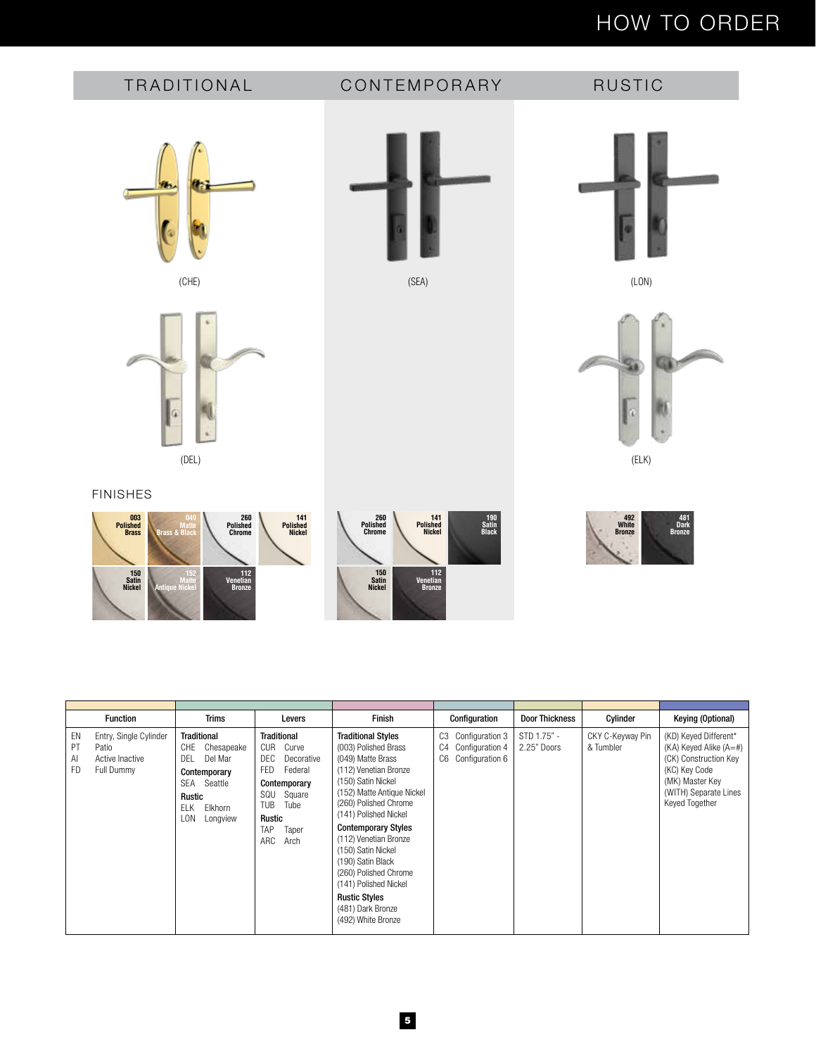# HOW TO ORDER

## TRADITIONAL

(CHE)

(DEL)

## CONTEMPORARY

(SEA)

## RUSTIC

(LON)

(ELK)

### FINISHES

**Traditional:** 003 Polished Brass, 049 Matte Brass & Black, 260 Polished Chrome, 141 Polished Nickel, 150 Satin Nickel, 152 Matte Antique Nickel, 112 Venetian Bronze

**Contemporary:** 260 Polished Chrome, 141 Polished Nickel, 190 Satin Black, 150 Satin Nickel, 112 Venetian Bronze

**Rustic:** 492 White Bronze, 481 Dark Bronze

| Function | Trims | Levers | Finish | Configuration | Door Thickness | Cylinder | Keying (Optional) |
|---|---|---|---|---|---|---|---|
| EN Entry, Single Cylinder<br>PT Patio<br>AI Active Inactive<br>FD Full Dummy | **Traditional**<br>CHE Chesapeake<br>DEL Del Mar<br>**Contemporary**<br>SEA Seattle<br>**Rustic**<br>ELK Elkhorn<br>LON Longview | **Traditional**<br>CUR Curve<br>DEC Decorative<br>FED Federal<br>**Contemporary**<br>SQU Square<br>TUB Tube<br>**Rustic**<br>TAP Taper<br>ARC Arch | **Traditional Styles**<br>(003) Polished Brass<br>(049) Matte Brass<br>(112) Venetian Bronze<br>(150) Satin Nickel<br>(152) Matte Antique Nickel<br>(260) Polished Chrome<br>(141) Polished Nickel<br>**Contemporary Styles**<br>(112) Venetian Bronze<br>(150) Satin Nickel<br>(190) Satin Black<br>(260) Polished Chrome<br>(141) Polished Nickel<br>**Rustic Styles**<br>(481) Dark Bronze<br>(492) White Bronze | C3 Configuration 3<br>C4 Configuration 4<br>C6 Configuration 6 | STD 1.75" - 2.25" Doors | CKY C-Keyway Pin & Tumbler | (KD) Keyed Different*<br>(KA) Keyed Alike (A=#)<br>(CK) Construction Key<br>(KC) Key Code<br>(MK) Master Key<br>(WITH) Separate Lines Keyed Together |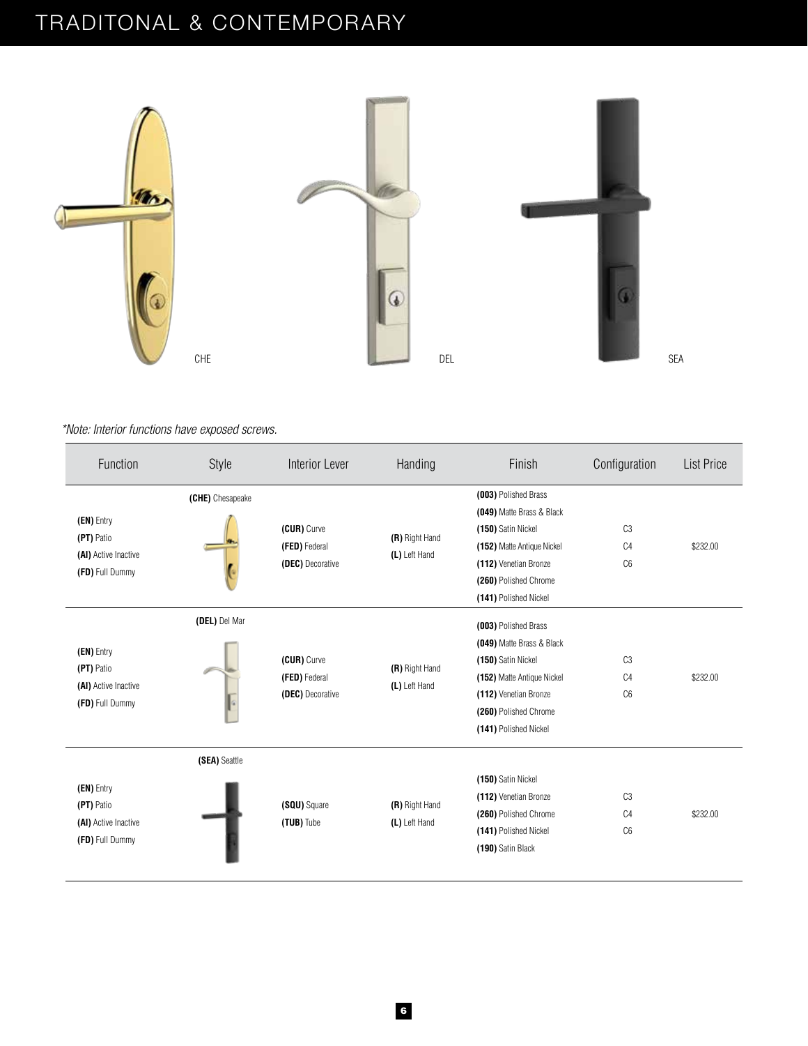# TRADITONAL & CONTEMPORARY

CHE

DEL

SEA

*\*Note: Interior functions have exposed screws.*

| Function | Style | Interior Lever | Handing | Finish | Configuration | List Price |
|---|---|---|---|---|---|---|
| **(EN)** Entry<br>**(PT)** Patio<br>**(AI)** Active Inactive<br>**(FD)** Full Dummy | **(CHE)** Chesapeake | **(CUR)** Curve<br>**(FED)** Federal<br>**(DEC)** Decorative | **(R)** Right Hand<br>**(L)** Left Hand | **(003)** Polished Brass<br>**(049)** Matte Brass & Black<br>**(150)** Satin Nickel<br>**(152)** Matte Antique Nickel<br>**(112)** Venetian Bronze<br>**(260)** Polished Chrome<br>**(141)** Polished Nickel | C3<br>C4<br>C6 | $232.00 |
| **(EN)** Entry<br>**(PT)** Patio<br>**(AI)** Active Inactive<br>**(FD)** Full Dummy | **(DEL)** Del Mar | **(CUR)** Curve<br>**(FED)** Federal<br>**(DEC)** Decorative | **(R)** Right Hand<br>**(L)** Left Hand | **(003)** Polished Brass<br>**(049)** Matte Brass & Black<br>**(150)** Satin Nickel<br>**(152)** Matte Antique Nickel<br>**(112)** Venetian Bronze<br>**(260)** Polished Chrome<br>**(141)** Polished Nickel | C3<br>C4<br>C6 | $232.00 |
| **(EN)** Entry<br>**(PT)** Patio<br>**(AI)** Active Inactive<br>**(FD)** Full Dummy | **(SEA)** Seattle | **(SQU)** Square<br>**(TUB)** Tube | **(R)** Right Hand<br>**(L)** Left Hand | **(150)** Satin Nickel<br>**(112)** Venetian Bronze<br>**(260)** Polished Chrome<br>**(141)** Polished Nickel<br>**(190)** Satin Black | C3<br>C4<br>C6 | $232.00 |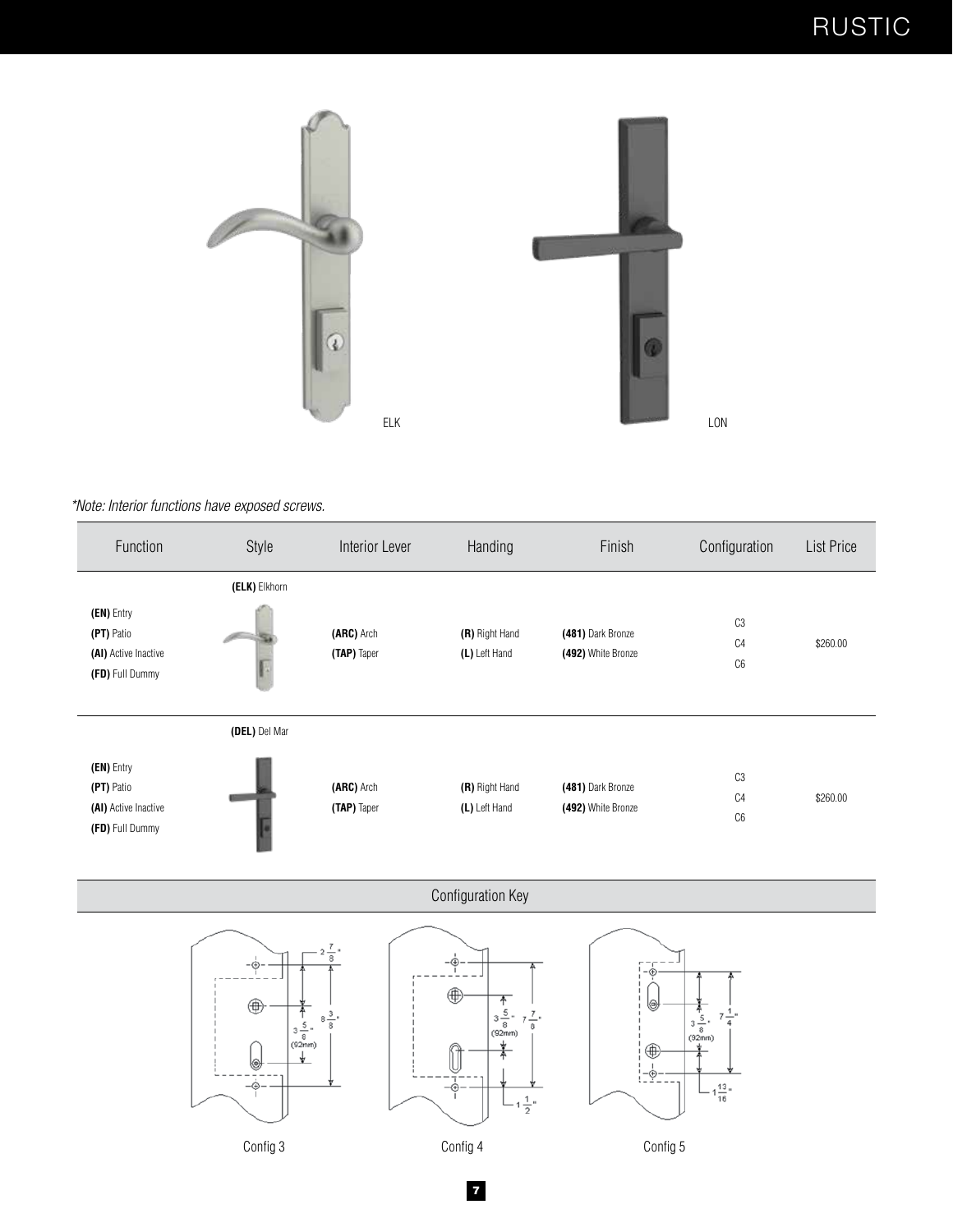# RUSTIC

ELK

LON

*Note: Interior functions have exposed screws.

| Function | Style | Interior Lever | Handing | Finish | Configuration | List Price |
|---|---|---|---|---|---|---|
| **(EN)** Entry<br>**(PT)** Patio<br>**(AI)** Active Inactive<br>**(FD)** Full Dummy | **(ELK)** Elkhorn | **(ARC)** Arch<br>**(TAP)** Taper | **(R)** Right Hand<br>**(L)** Left Hand | **(481)** Dark Bronze<br>**(492)** White Bronze | C3<br>C4<br>C6 | $260.00 |
| **(EN)** Entry<br>**(PT)** Patio<br>**(AI)** Active Inactive<br>**(FD)** Full Dummy | **(DEL)** Del Mar | **(ARC)** Arch<br>**(TAP)** Taper | **(R)** Right Hand<br>**(L)** Left Hand | **(481)** Dark Bronze<br>**(492)** White Bronze | C3<br>C4<br>C6 | $260.00 |

## Configuration Key

$2\frac{7}{8}$" $8\frac{3}{8}$" $3\frac{5}{8}$" (92mm)

Config 3

$3\frac{5}{8}$" (92mm) $7\frac{7}{8}$" $1\frac{1}{2}$"

Config 4

$3\frac{5}{8}$" (92mm) $7\frac{1}{4}$" $1\frac{13}{16}$"

Config 5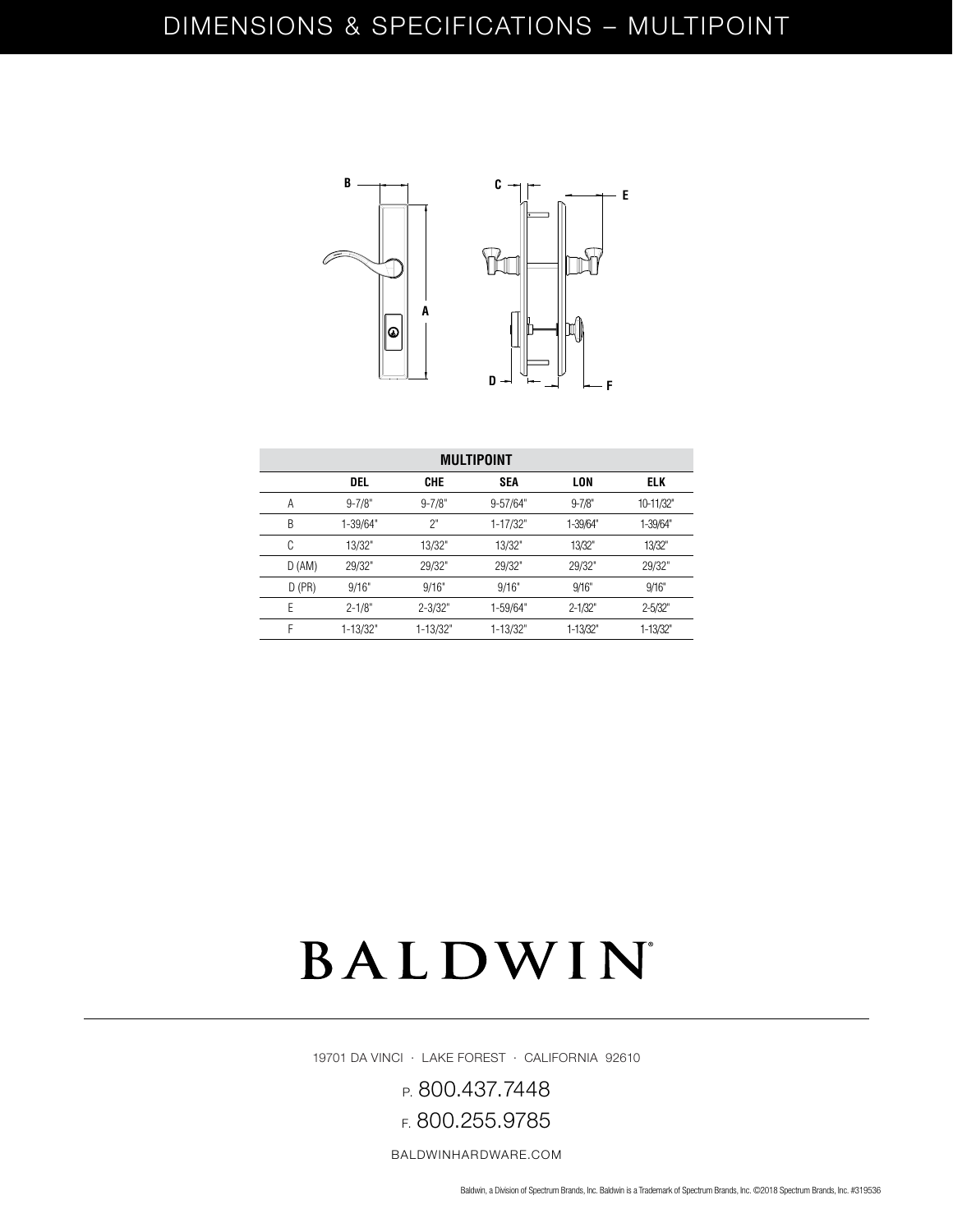# DIMENSIONS & SPECIFICATIONS – MULTIPOINT

B

C

E

A

D

F

| MULTIPOINT | | | | | |
|---|---|---|---|---|---|
| | **DEL** | **CHE** | **SEA** | **LON** | **ELK** |
| A | 9-7/8" | 9-7/8" | 9-57/64" | 9-7/8" | 10-11/32" |
| B | 1-39/64" | 2" | 1-17/32" | 1-39/64" | 1-39/64" |
| C | 13/32" | 13/32" | 13/32" | 13/32" | 13/32" |
| D (AM) | 29/32" | 29/32" | 29/32" | 29/32" | 29/32" |
| D (PR) | 9/16" | 9/16" | 9/16" | 9/16" | 9/16" |
| E | 2-1/8" | 2-3/32" | 1-59/64" | 2-1/32" | 2-5/32" |
| F | 1-13/32" | 1-13/32" | 1-13/32" | 1-13/32" | 1-13/32" |

BALDWIN®

19701 DA VINCI · LAKE FOREST · CALIFORNIA 92610

P. 800.437.7448

F. 800.255.9785

BALDWINHARDWARE.COM

Baldwin, a Division of Spectrum Brands, Inc. Baldwin is a Trademark of Spectrum Brands, Inc. ©2018 Spectrum Brands, Inc. #319536